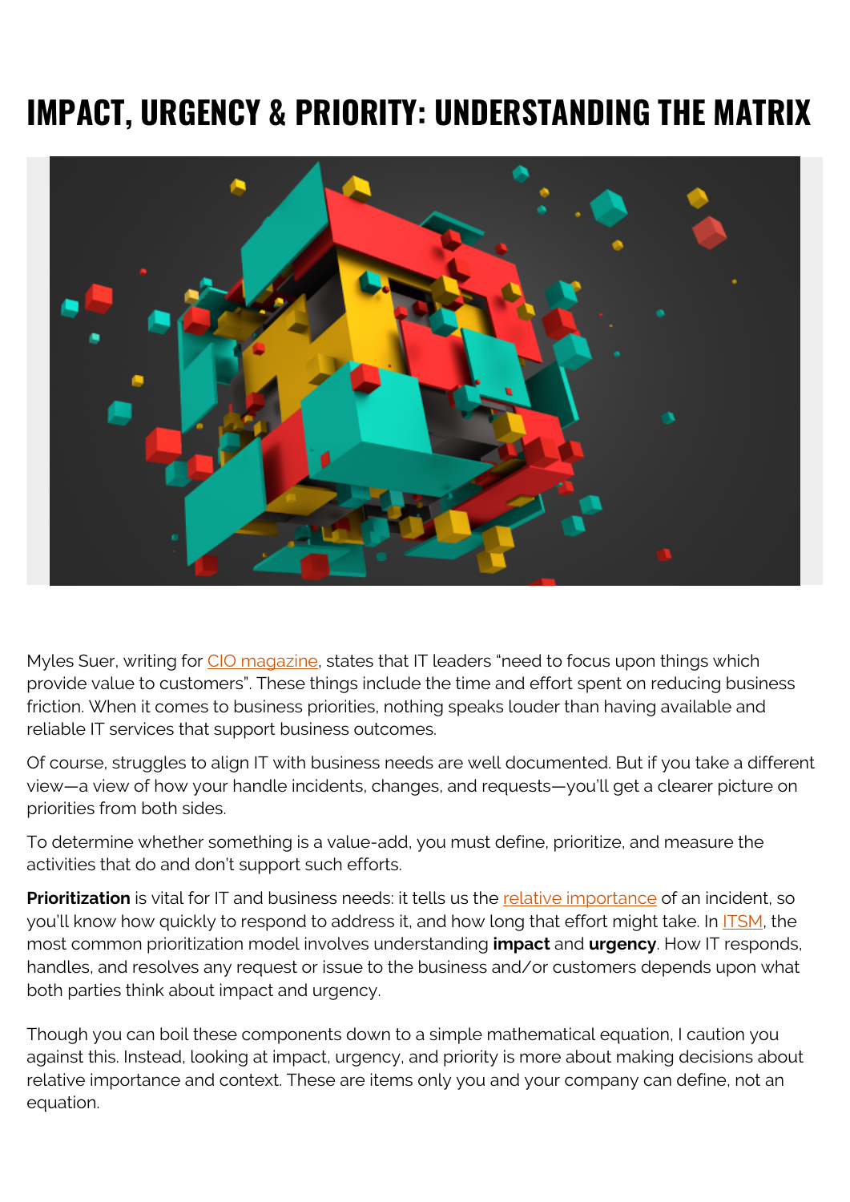# IMPACT, URGENCY & PRIORITY: UNDERSTANDING THE MATRIX

Myles Suer, writing for CIO magazine, states that IT leaders "need to focus upon things which provide value to customers". These things include the time and effort spent on reducing business friction. When it comes to business priorities, nothing speaks louder than having available and reliable IT services that support business outcomes.

Of course, struggles to align IT with business needs are well documented. But if you take a different view—a view of how your handle incidents, changes, and requests—you'll get a clearer picture on priorities from both sides.

To determine whether something is a value-add, you must define, prioritize, and measure the activities that do and don't support such efforts.

**Prioritization** is vital for IT and business needs: it tells us the relative importance of an incident, so you'll know how quickly to respond to address it, and how long that effort might take. In ITSM, the most common prioritization model involves understanding **impact** and **urgency**. How IT responds, handles, and resolves any request or issue to the business and/or customers depends upon what both parties think about impact and urgency.

Though you can boil these components down to a simple mathematical equation, I caution you against this. Instead, looking at impact, urgency, and priority is more about making decisions about relative importance and context. These are items only you and your company can define, not an equation.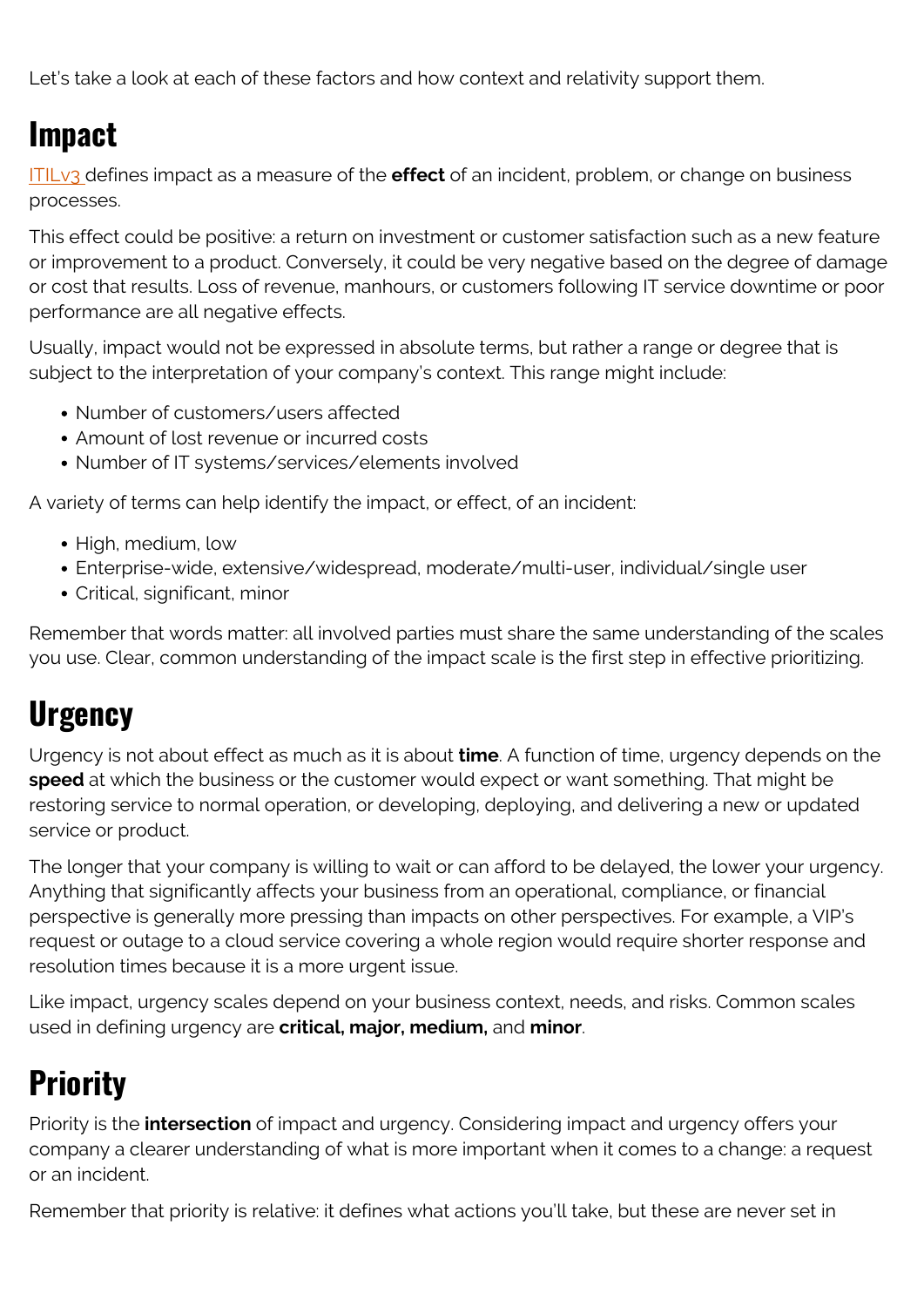Let's take a look at each of these factors and how context and relativity support them.

## Impact

ITILv3 defines impact as a measure of the **effect** of an incident, problem, or change on business processes.

This effect could be positive: a return on investment or customer satisfaction such as a new feature or improvement to a product. Conversely, it could be very negative based on the degree of damage or cost that results. Loss of revenue, manhours, or customers following IT service downtime or poor performance are all negative effects.

Usually, impact would not be expressed in absolute terms, but rather a range or degree that is subject to the interpretation of your company's context. This range might include:

- Number of customers/users affected
- Amount of lost revenue or incurred costs
- Number of IT systems/services/elements involved

A variety of terms can help identify the impact, or effect, of an incident:

- High, medium, low
- Enterprise-wide, extensive/widespread, moderate/multi-user, individual/single user
- Critical, significant, minor

Remember that words matter: all involved parties must share the same understanding of the scales you use. Clear, common understanding of the impact scale is the first step in effective prioritizing.

## Urgency

Urgency is not about effect as much as it is about **time**. A function of time, urgency depends on the **speed** at which the business or the customer would expect or want something. That might be restoring service to normal operation, or developing, deploying, and delivering a new or updated service or product.

The longer that your company is willing to wait or can afford to be delayed, the lower your urgency. Anything that significantly affects your business from an operational, compliance, or financial perspective is generally more pressing than impacts on other perspectives. For example, a VIP's request or outage to a cloud service covering a whole region would require shorter response and resolution times because it is a more urgent issue.

Like impact, urgency scales depend on your business context, needs, and risks. Common scales used in defining urgency are **critical, major, medium,** and **minor**.

## Priority

Priority is the **intersection** of impact and urgency. Considering impact and urgency offers your company a clearer understanding of what is more important when it comes to a change: a request or an incident.

Remember that priority is relative: it defines what actions you'll take, but these are never set in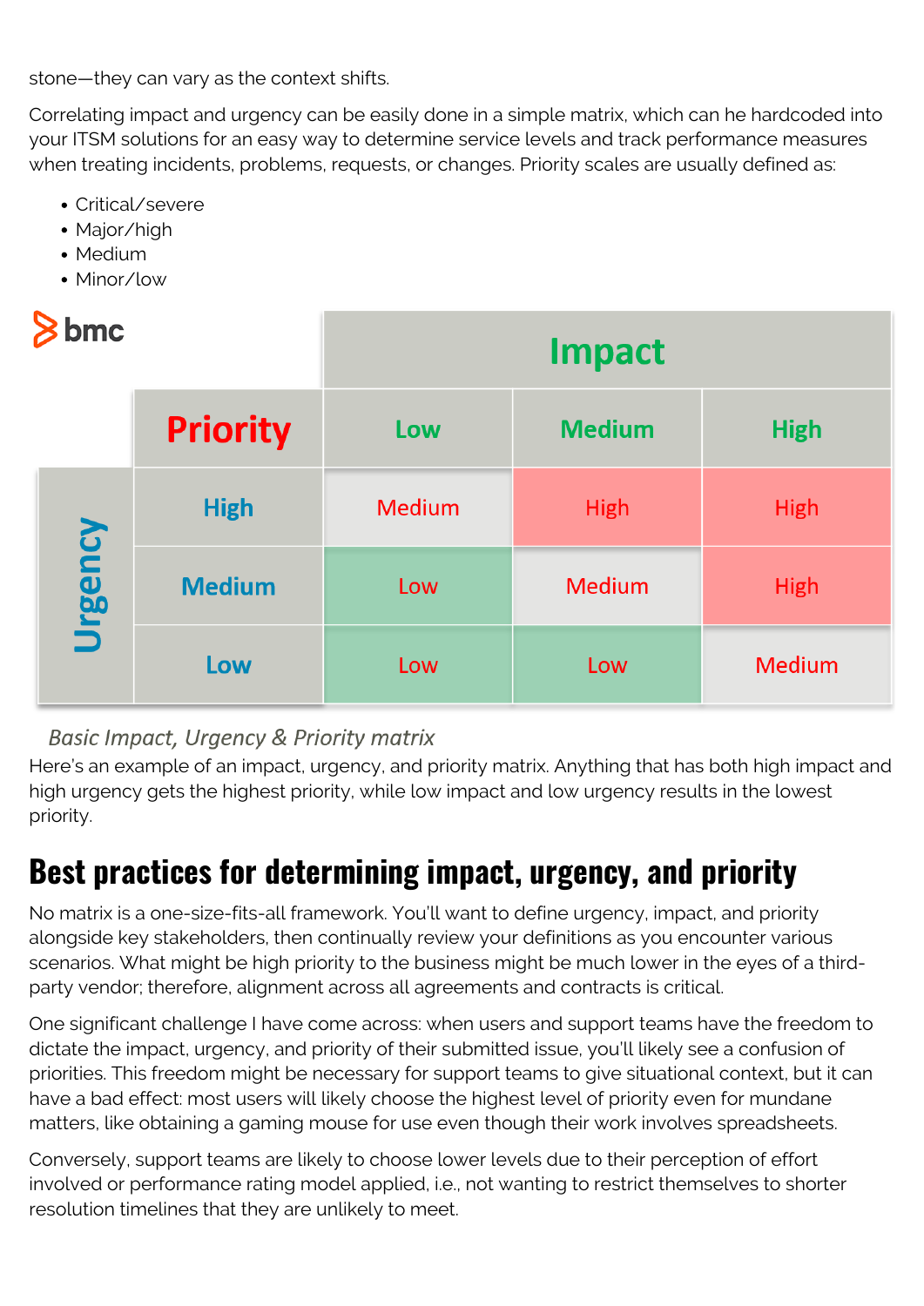stone—they can vary as the context shifts.

Correlating impact and urgency can be easily done in a simple matrix, which can he hardcoded into your ITSM solutions for an easy way to determine service levels and track performance measures when treating incidents, problems, requests, or changes. Priority scales are usually defined as:

- Critical/severe
- Major/high
- Medium
- Minor/low

| | | Impact | | |
|---|---|---|---|---|
| | **Priority** | **Low** | **Medium** | **High** |
| **Urgency** | **High** | Medium | High | High |
| | **Medium** | Low | Medium | High |
| | **Low** | Low | Low | Medium |

*Basic Impact, Urgency & Priority matrix*

Here's an example of an impact, urgency, and priority matrix. Anything that has both high impact and high urgency gets the highest priority, while low impact and low urgency results in the lowest priority.

## Best practices for determining impact, urgency, and priority

No matrix is a one-size-fits-all framework. You'll want to define urgency, impact, and priority alongside key stakeholders, then continually review your definitions as you encounter various scenarios. What might be high priority to the business might be much lower in the eyes of a third-party vendor; therefore, alignment across all agreements and contracts is critical.

One significant challenge I have come across: when users and support teams have the freedom to dictate the impact, urgency, and priority of their submitted issue, you'll likely see a confusion of priorities. This freedom might be necessary for support teams to give situational context, but it can have a bad effect: most users will likely choose the highest level of priority even for mundane matters, like obtaining a gaming mouse for use even though their work involves spreadsheets.

Conversely, support teams are likely to choose lower levels due to their perception of effort involved or performance rating model applied, i.e., not wanting to restrict themselves to shorter resolution timelines that they are unlikely to meet.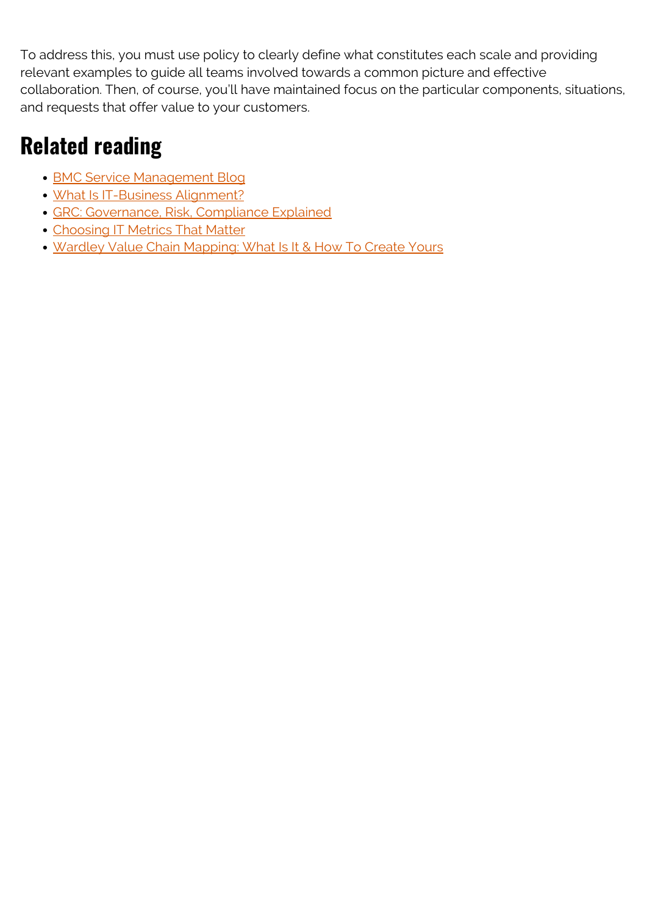To address this, you must use policy to clearly define what constitutes each scale and providing relevant examples to guide all teams involved towards a common picture and effective collaboration. Then, of course, you'll have maintained focus on the particular components, situations, and requests that offer value to your customers.

## Related reading

- BMC Service Management Blog
- What Is IT-Business Alignment?
- GRC: Governance, Risk, Compliance Explained
- Choosing IT Metrics That Matter
- Wardley Value Chain Mapping: What Is It & How To Create Yours